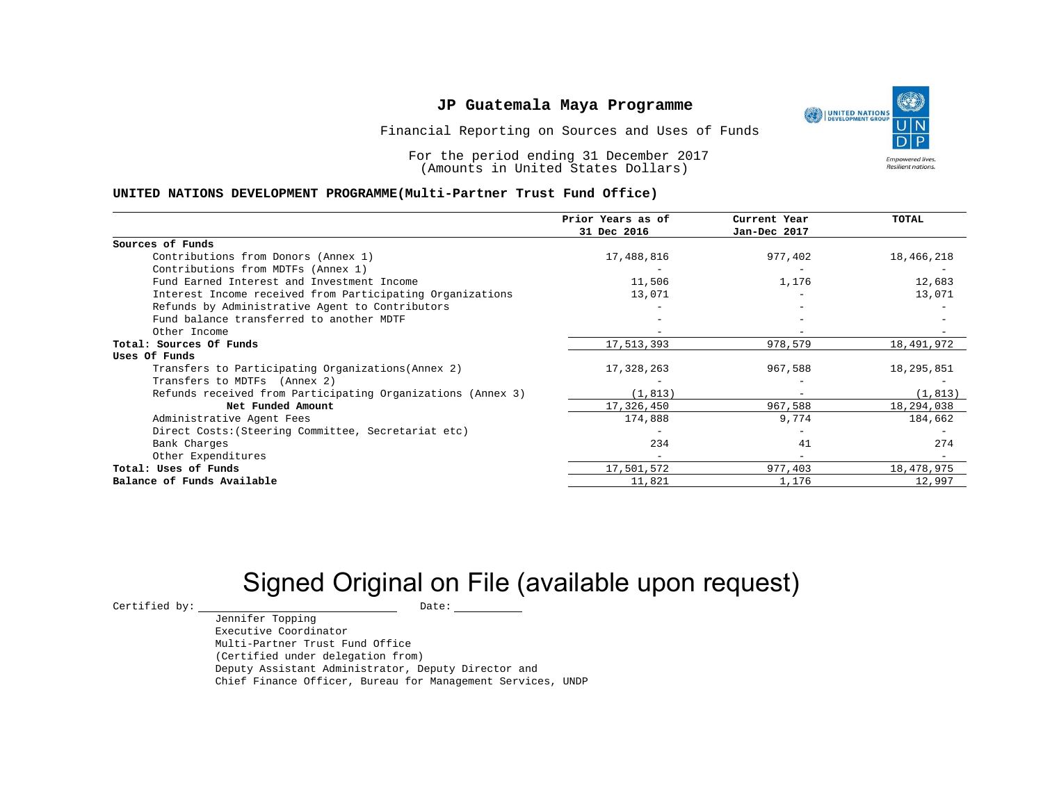# JP Guatemala Maya Programme

Financial Reporting on Sources and Uses of Funds

For the period ending 31 December 2017
(Amounts in United States Dollars)

**UNITED NATIONS DEVELOPMENT PROGRAMME(Multi-Partner Trust Fund Office)**

| | Prior Years as of 31 Dec 2016 | Current Year Jan-Dec 2017 | TOTAL |
|---|---|---|---|
| **Sources of Funds** | | | |
| Contributions from Donors (Annex 1) | 17,488,816 | 977,402 | 18,466,218 |
| Contributions from MDTFs (Annex 1) | - | - | - |
| Fund Earned Interest and Investment Income | 11,506 | 1,176 | 12,683 |
| Interest Income received from Participating Organizations | 13,071 | - | 13,071 |
| Refunds by Administrative Agent to Contributors | - | - | - |
| Fund balance transferred to another MDTF | - | - | - |
| Other Income | - | - | - |
| **Total: Sources Of Funds** | 17,513,393 | 978,579 | 18,491,972 |
| **Uses Of Funds** | | | |
| Transfers to Participating Organizations(Annex 2) | 17,328,263 | 967,588 | 18,295,851 |
| Transfers to MDTFs (Annex 2) | - | - | - |
| Refunds received from Participating Organizations (Annex 3) | (1,813) | - | (1,813) |
| **Net Funded Amount** | 17,326,450 | 967,588 | 18,294,038 |
| Administrative Agent Fees | 174,888 | 9,774 | 184,662 |
| Direct Costs:(Steering Committee, Secretariat etc) | - | - | - |
| Bank Charges | 234 | 41 | 274 |
| Other Expenditures | - | - | - |
| **Total: Uses of Funds** | 17,501,572 | 977,403 | 18,478,975 |
| **Balance of Funds Available** | 11,821 | 1,176 | 12,997 |

Signed Original on File (available upon request)

Certified by: \_\_\_\_\_\_\_\_\_\_\_\_\_\_\_\_\_\_\_\_ Date: \_\_\_\_\_\_\_\_\_\_

Jennifer Topping
Executive Coordinator
Multi-Partner Trust Fund Office
(Certified under delegation from)
Deputy Assistant Administrator, Deputy Director and
Chief Finance Officer, Bureau for Management Services, UNDP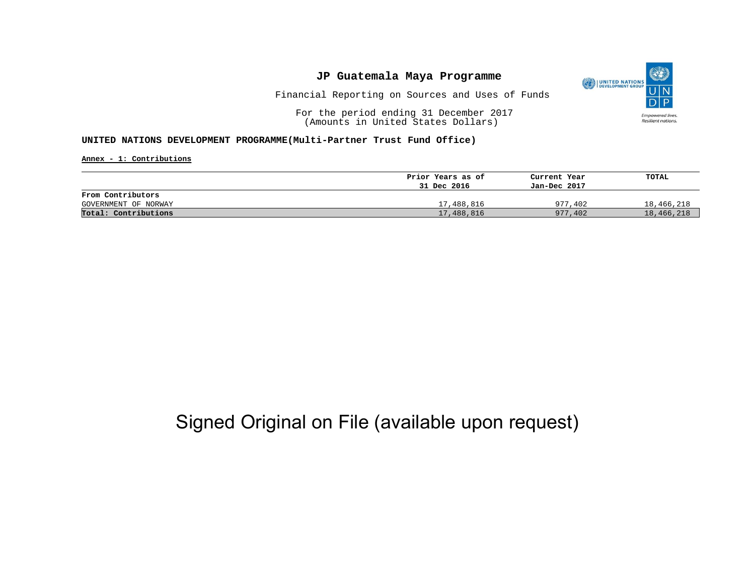# JP Guatemala Maya Programme

Financial Reporting on Sources and Uses of Funds

For the period ending 31 December 2017
(Amounts in United States Dollars)

**UNITED NATIONS DEVELOPMENT PROGRAMME(Multi-Partner Trust Fund Office)**

**Annex - 1: Contributions**

| | Prior Years as of 31 Dec 2016 | Current Year Jan-Dec 2017 | TOTAL |
|---|---|---|---|
| **From Contributors** | | | |
| GOVERNMENT OF NORWAY | 17,488,816 | 977,402 | 18,466,218 |
| **Total: Contributions** | 17,488,816 | 977,402 | 18,466,218 |

Signed Original on File (available upon request)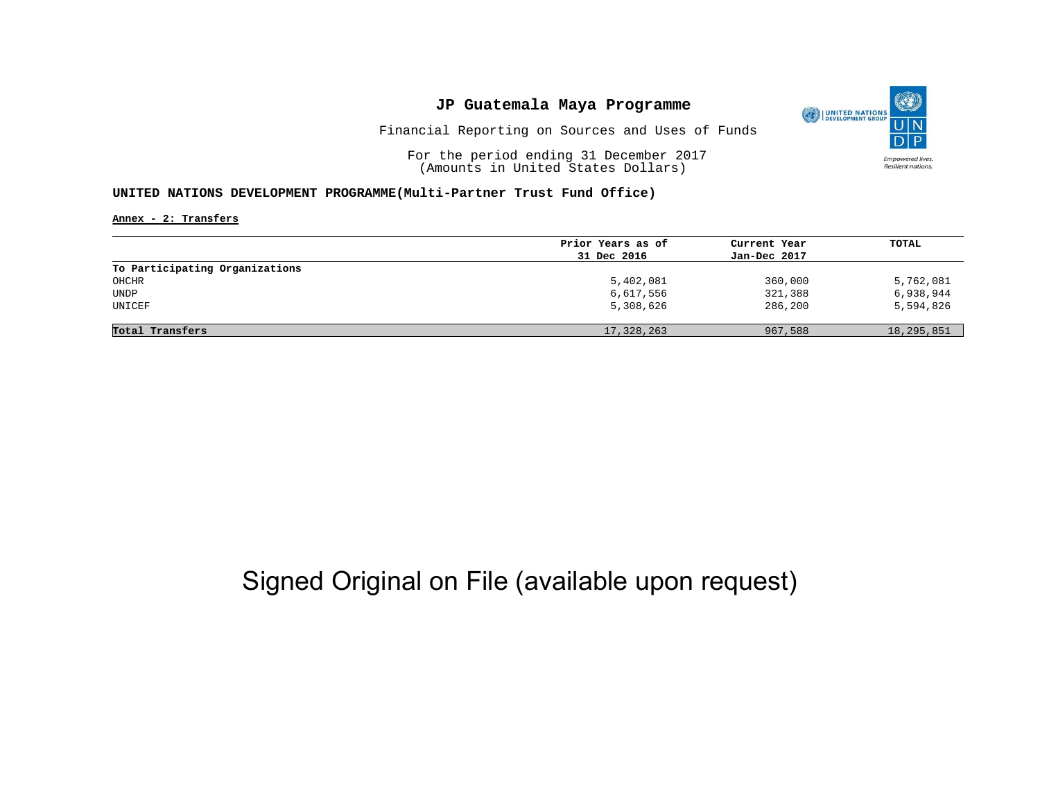# JP Guatemala Maya Programme

Financial Reporting on Sources and Uses of Funds

For the period ending 31 December 2017
(Amounts in United States Dollars)

## UNITED NATIONS DEVELOPMENT PROGRAMME(Multi-Partner Trust Fund Office)

**Annex - 2: Transfers**

| | Prior Years as of 31 Dec 2016 | Current Year Jan-Dec 2017 | TOTAL |
|---|---|---|---|
| **To Participating Organizations** | | | |
| OHCHR | 5,402,081 | 360,000 | 5,762,081 |
| UNDP | 6,617,556 | 321,388 | 6,938,944 |
| UNICEF | 5,308,626 | 286,200 | 5,594,826 |
| **Total Transfers** | 17,328,263 | 967,588 | 18,295,851 |

Signed Original on File (available upon request)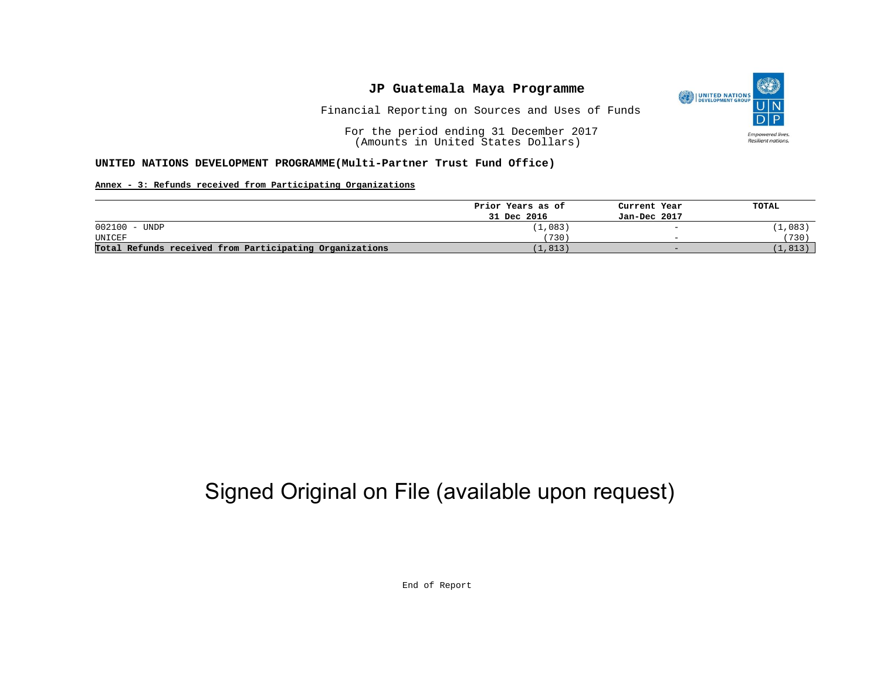# JP Guatemala Maya Programme

Financial Reporting on Sources and Uses of Funds

For the period ending 31 December 2017
(Amounts in United States Dollars)

**UNITED NATIONS DEVELOPMENT PROGRAMME(Multi-Partner Trust Fund Office)**

**Annex - 3: Refunds received from Participating Organizations**

| | Prior Years as of 31 Dec 2016 | Current Year Jan-Dec 2017 | TOTAL |
|---|---|---|---|
| 002100 - UNDP | (1,083) | - | (1,083) |
| UNICEF | (730) | - | (730) |
| **Total Refunds received from Participating Organizations** | (1,813) | - | (1,813) |

Signed Original on File (available upon request)

End of Report